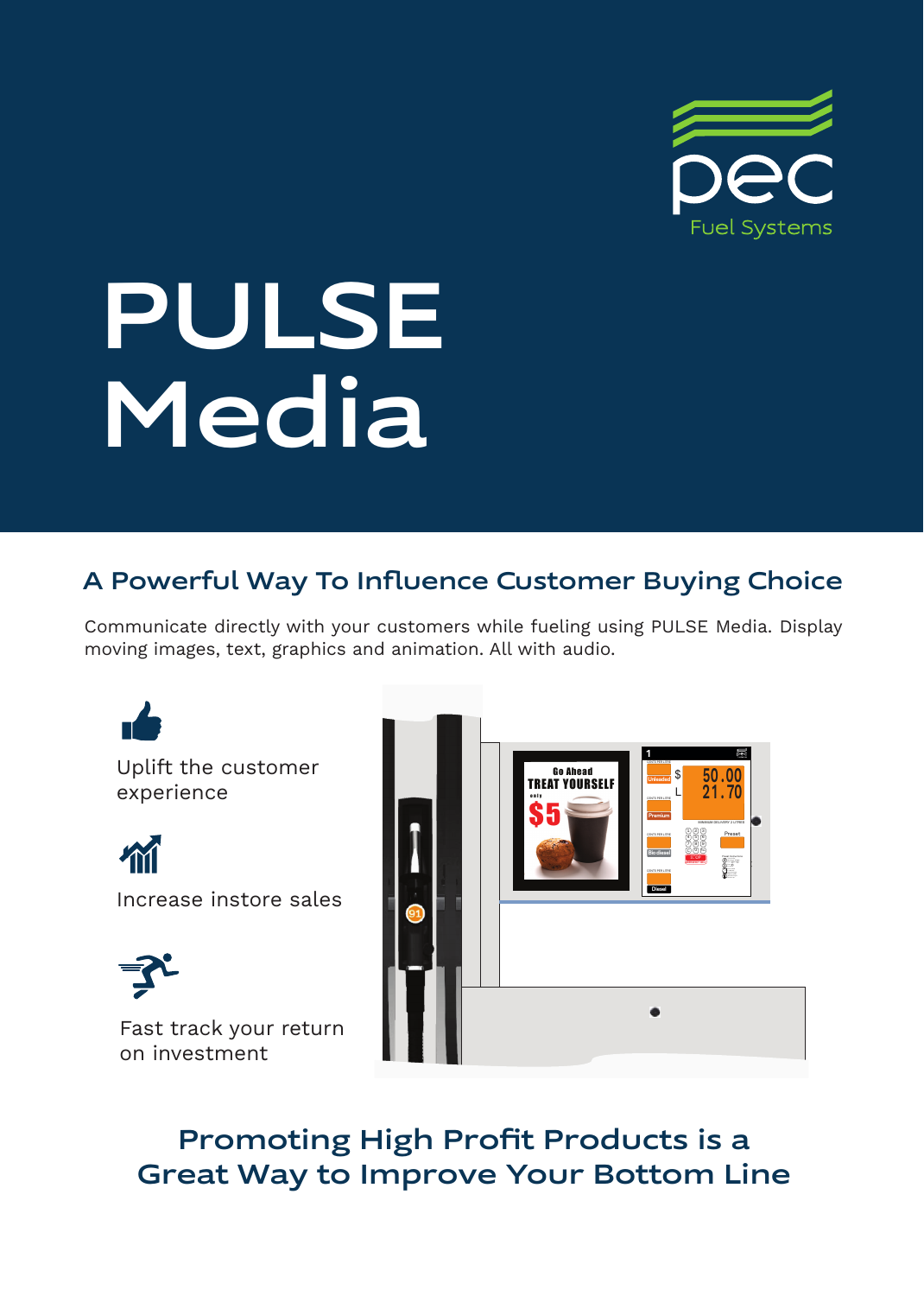pec Fuel Systems

# PULSE Media

## A Powerful Way To Influence Customer Buying Choice

Communicate directly with your customers while fueling using PULSE Media. Display moving images, text, graphics and animation. All with audio.

- Uplift the customer experience
- Increase instore sales
- Fast track your return on investment

## Promoting High Profit Products is a Great Way to Improve Your Bottom Line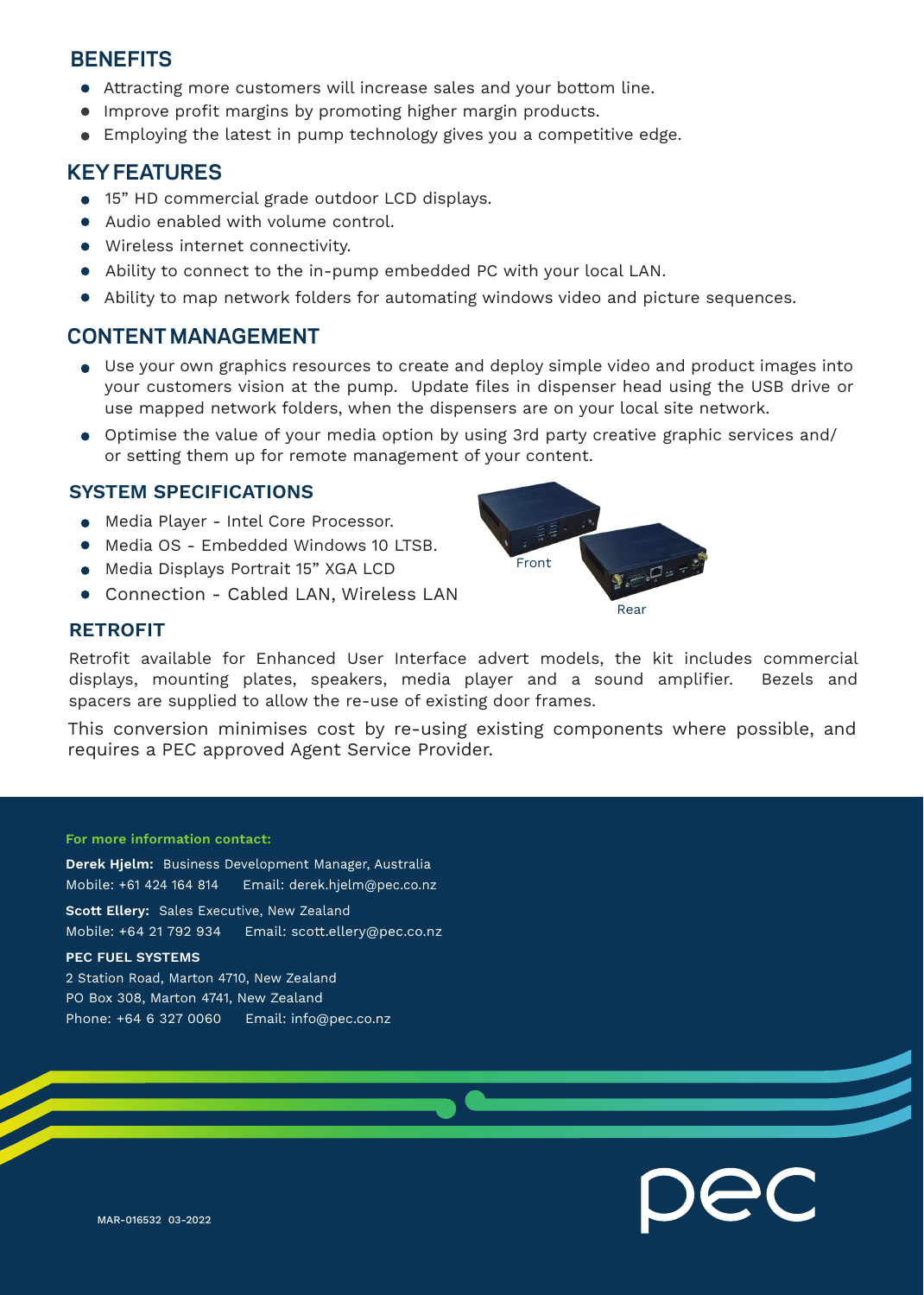## BENEFITS

- Attracting more customers will increase sales and your bottom line.
- Improve profit margins by promoting higher margin products.
- Employing the latest in pump technology gives you a competitive edge.

## KEY FEATURES

- 15” HD commercial grade outdoor LCD displays.
- Audio enabled with volume control.
- Wireless internet connectivity.
- Ability to connect to the in-pump embedded PC with your local LAN.
- Ability to map network folders for automating windows video and picture sequences.

## CONTENT MANAGEMENT

- Use your own graphics resources to create and deploy simple video and product images into your customers vision at the pump. Update files in dispenser head using the USB drive or use mapped network folders, when the dispensers are on your local site network.
- Optimise the value of your media option by using 3rd party creative graphic services and/or setting them up for remote management of your content.

## SYSTEM SPECIFICATIONS

- Media Player - Intel Core Processor.
- Media OS - Embedded Windows 10 LTSB.
- Media Displays Portrait 15” XGA LCD
- Connection - Cabled LAN, Wireless LAN

Front

Rear

## RETROFIT

Retrofit available for Enhanced User Interface advert models, the kit includes commercial displays, mounting plates, speakers, media player and a sound amplifier. Bezels and spacers are supplied to allow the re-use of existing door frames.

This conversion minimises cost by re-using existing components where possible, and requires a PEC approved Agent Service Provider.

**For more information contact:**

**Derek Hjelm:** Business Development Manager, Australia
Mobile: +61 424 164 814 Email: derek.hjelm@pec.co.nz

**Scott Ellery:** Sales Executive, New Zealand
Mobile: +64 21 792 934 Email: scott.ellery@pec.co.nz

**PEC FUEL SYSTEMS**
2 Station Road, Marton 4710, New Zealand
PO Box 308, Marton 4741, New Zealand
Phone: +64 6 327 0060 Email: info@pec.co.nz

pec

MAR-016532 03-2022